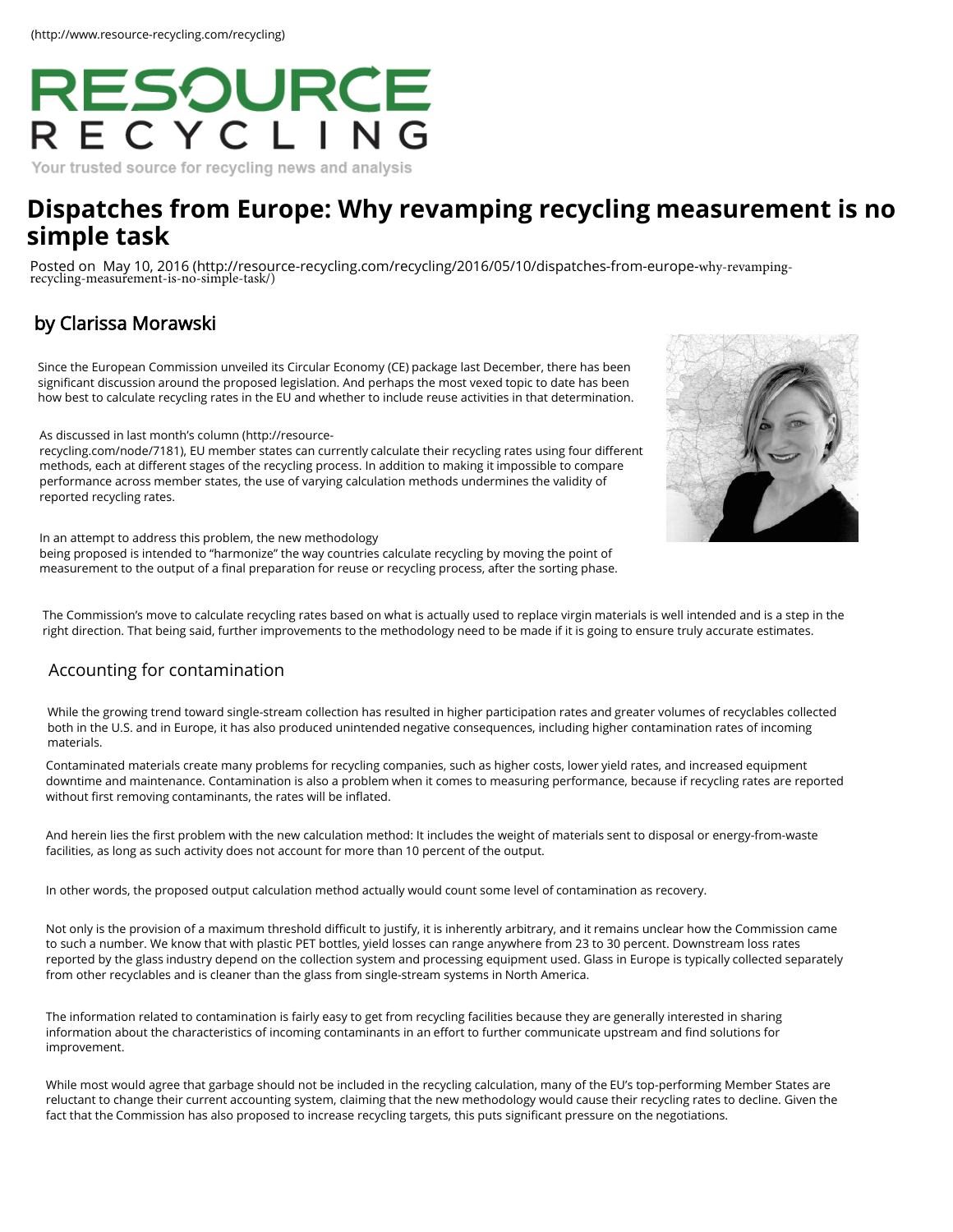(http://www.resource-recycling.com/recycling)

RESOURCE RECYCLING

Your trusted source for recycling news and analysis

# Dispatches from Europe: Why revamping recycling measurement is no simple task

Posted on May 10, 2016 (http://resource-recycling.com/recycling/2016/05/10/dispatches-from-europe-why-revamping-recycling-measurement-is-no-simple-task/)

## by Clarissa Morawski

Since the European Commission unveiled its Circular Economy (CE) package last December, there has been significant discussion around the proposed legislation. And perhaps the most vexed topic to date has been how best to calculate recycling rates in the EU and whether to include reuse activities in that determination.

As discussed in last month's column (http://resource-recycling.com/node/7181), EU member states can currently calculate their recycling rates using four different methods, each at different stages of the recycling process. In addition to making it impossible to compare performance across member states, the use of varying calculation methods undermines the validity of reported recycling rates.

In an attempt to address this problem, the new methodology being proposed is intended to "harmonize" the way countries calculate recycling by moving the point of measurement to the output of a final preparation for reuse or recycling process, after the sorting phase.

The Commission's move to calculate recycling rates based on what is actually used to replace virgin materials is well intended and is a step in the right direction. That being said, further improvements to the methodology need to be made if it is going to ensure truly accurate estimates.

### Accounting for contamination

While the growing trend toward single-stream collection has resulted in higher participation rates and greater volumes of recyclables collected both in the U.S. and in Europe, it has also produced unintended negative consequences, including higher contamination rates of incoming materials.

Contaminated materials create many problems for recycling companies, such as higher costs, lower yield rates, and increased equipment downtime and maintenance. Contamination is also a problem when it comes to measuring performance, because if recycling rates are reported without first removing contaminants, the rates will be inflated.

And herein lies the first problem with the new calculation method: It includes the weight of materials sent to disposal or energy-from-waste facilities, as long as such activity does not account for more than 10 percent of the output.

In other words, the proposed output calculation method actually would count some level of contamination as recovery.

Not only is the provision of a maximum threshold difficult to justify, it is inherently arbitrary, and it remains unclear how the Commission came to such a number. We know that with plastic PET bottles, yield losses can range anywhere from 23 to 30 percent. Downstream loss rates reported by the glass industry depend on the collection system and processing equipment used. Glass in Europe is typically collected separately from other recyclables and is cleaner than the glass from single-stream systems in North America.

The information related to contamination is fairly easy to get from recycling facilities because they are generally interested in sharing information about the characteristics of incoming contaminants in an effort to further communicate upstream and find solutions for improvement.

While most would agree that garbage should not be included in the recycling calculation, many of the EU's top-performing Member States are reluctant to change their current accounting system, claiming that the new methodology would cause their recycling rates to decline. Given the fact that the Commission has also proposed to increase recycling targets, this puts significant pressure on the negotiations.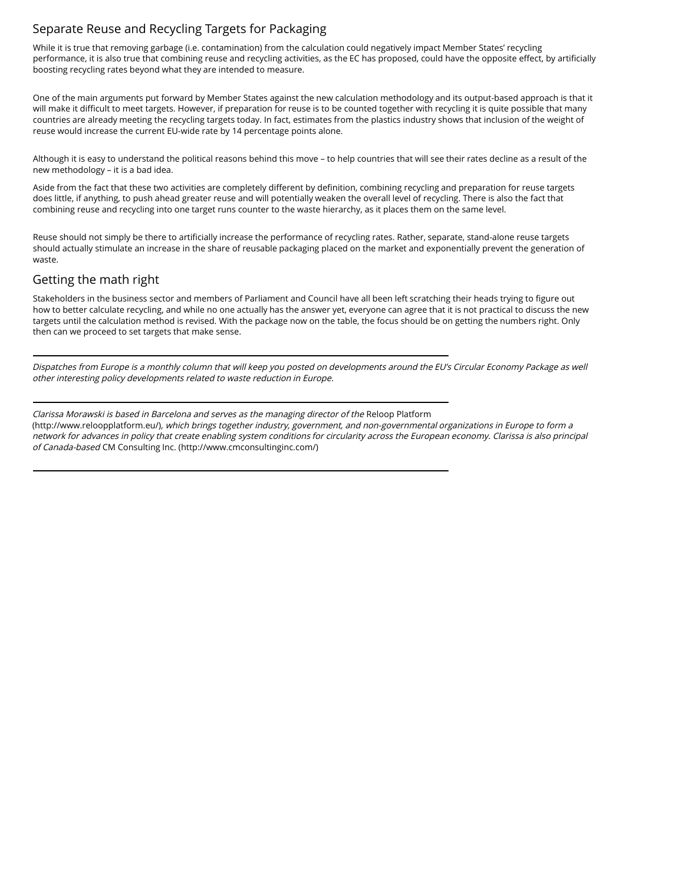## Separate Reuse and Recycling Targets for Packaging

While it is true that removing garbage (i.e. contamination) from the calculation could negatively impact Member States' recycling performance, it is also true that combining reuse and recycling activities, as the EC has proposed, could have the opposite effect, by artificially boosting recycling rates beyond what they are intended to measure.

One of the main arguments put forward by Member States against the new calculation methodology and its output-based approach is that it will make it difficult to meet targets. However, if preparation for reuse is to be counted together with recycling it is quite possible that many countries are already meeting the recycling targets today. In fact, estimates from the plastics industry shows that inclusion of the weight of reuse would increase the current EU-wide rate by 14 percentage points alone.

Although it is easy to understand the political reasons behind this move – to help countries that will see their rates decline as a result of the new methodology – it is a bad idea.

Aside from the fact that these two activities are completely different by definition, combining recycling and preparation for reuse targets does little, if anything, to push ahead greater reuse and will potentially weaken the overall level of recycling. There is also the fact that combining reuse and recycling into one target runs counter to the waste hierarchy, as it places them on the same level.

Reuse should not simply be there to artificially increase the performance of recycling rates. Rather, separate, stand-alone reuse targets should actually stimulate an increase in the share of reusable packaging placed on the market and exponentially prevent the generation of waste.

## Getting the math right

Stakeholders in the business sector and members of Parliament and Council have all been left scratching their heads trying to figure out how to better calculate recycling, and while no one actually has the answer yet, everyone can agree that it is not practical to discuss the new targets until the calculation method is revised. With the package now on the table, the focus should be on getting the numbers right. Only then can we proceed to set targets that make sense.

---

*Dispatches from Europe is a monthly column that will keep you posted on developments around the EU's Circular Economy Package as well other interesting policy developments related to waste reduction in Europe.*

---

*Clarissa Morawski is based in Barcelona and serves as the managing director of the* Reloop Platform (http://www.reloopplatform.eu/)*, which brings together industry, government, and non-governmental organizations in Europe to form a network for advances in policy that create enabling system conditions for circularity across the European economy. Clarissa is also principal of Canada-based* CM Consulting Inc. (http://www.cmconsultinginc.com/)

---